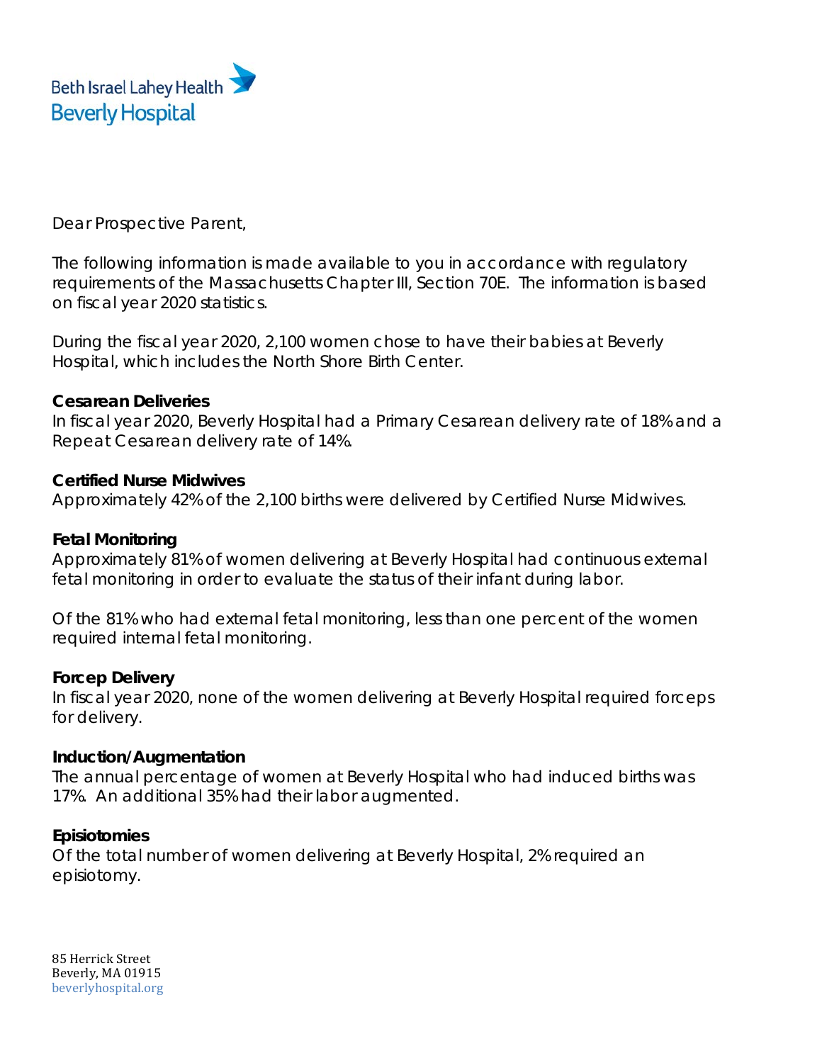Beth Israel Lahey Health
Beverly Hospital

Dear Prospective Parent,

The following information is made available to you in accordance with regulatory requirements of the Massachusetts Chapter III, Section 70E. The information is based on fiscal year 2020 statistics.

During the fiscal year 2020, 2,100 women chose to have their babies at Beverly Hospital, which includes the North Shore Birth Center.

**Cesarean Deliveries**
In fiscal year 2020, Beverly Hospital had a Primary Cesarean delivery rate of 18% and a Repeat Cesarean delivery rate of 14%.

**Certified Nurse Midwives**
Approximately 42% of the 2,100 births were delivered by Certified Nurse Midwives.

**Fetal Monitoring**
Approximately 81% of women delivering at Beverly Hospital had continuous external fetal monitoring in order to evaluate the status of their infant during labor.

Of the 81% who had external fetal monitoring, less than one percent of the women required internal fetal monitoring.

**Forcep Delivery**
In fiscal year 2020, none of the women delivering at Beverly Hospital required forceps for delivery.

**Induction/Augmentation**
The annual percentage of women at Beverly Hospital who had induced births was 17%. An additional 35% had their labor augmented.

**Episiotomies**
Of the total number of women delivering at Beverly Hospital, 2% required an episiotomy.

85 Herrick Street
Beverly, MA 01915
beverlyhospital.org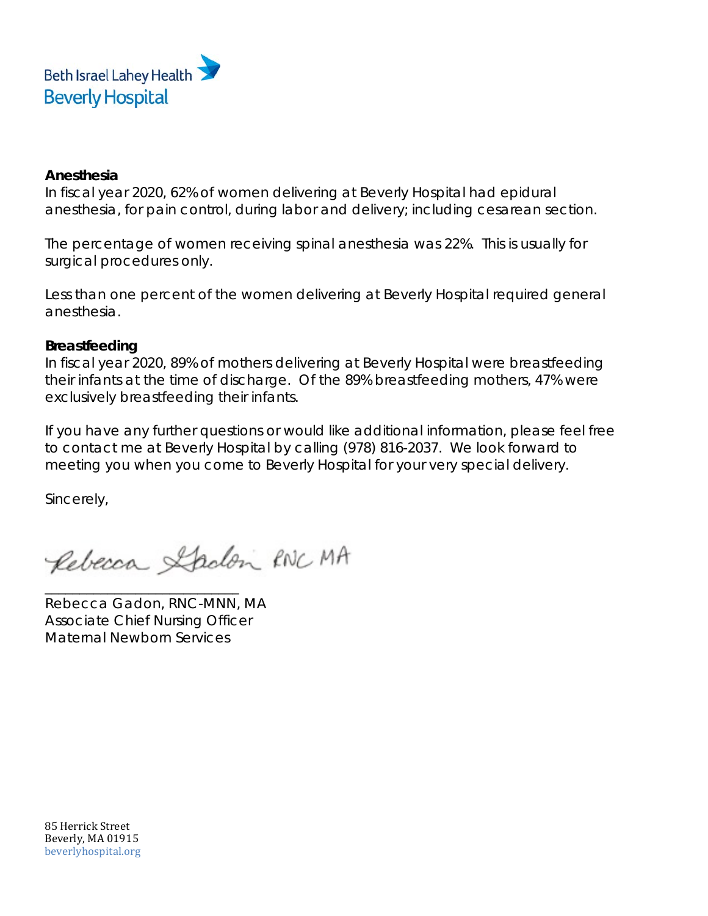Beth Israel Lahey Health
Beverly Hospital

**Anesthesia**
In fiscal year 2020, 62% of women delivering at Beverly Hospital had epidural anesthesia, for pain control, during labor and delivery; including cesarean section.

The percentage of women receiving spinal anesthesia was 22%. This is usually for surgical procedures only.

Less than one percent of the women delivering at Beverly Hospital required general anesthesia.

**Breastfeeding**
In fiscal year 2020, 89% of mothers delivering at Beverly Hospital were breastfeeding their infants at the time of discharge. Of the 89% breastfeeding mothers, 47% were exclusively breastfeeding their infants.

If you have any further questions or would like additional information, please feel free to contact me at Beverly Hospital by calling (978) 816-2037. We look forward to meeting you when you come to Beverly Hospital for your very special delivery.

Sincerely,

Rebecca Gadon RNC MA

_______________________________
Rebecca Gadon, RNC-MNN, MA
Associate Chief Nursing Officer
Maternal Newborn Services

85 Herrick Street
Beverly, MA 01915
beverlyhospital.org